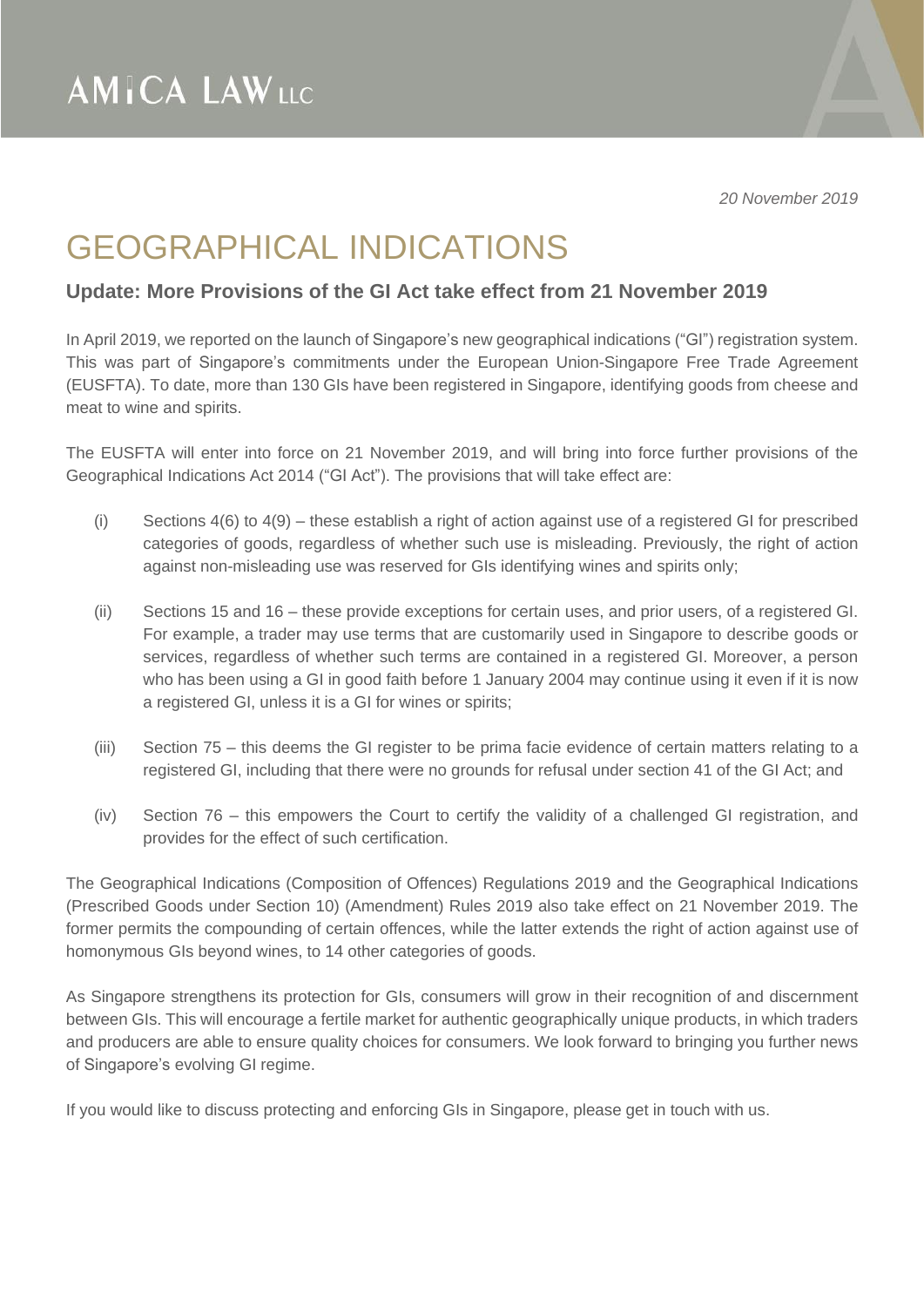AMICA LAW LLC

*20 November 2019*

# GEOGRAPHICAL INDICATIONS

### Update: More Provisions of the GI Act take effect from 21 November 2019

In April 2019, we reported on the launch of Singapore's new geographical indications ("GI") registration system. This was part of Singapore's commitments under the European Union-Singapore Free Trade Agreement (EUSFTA). To date, more than 130 GIs have been registered in Singapore, identifying goods from cheese and meat to wine and spirits.

The EUSFTA will enter into force on 21 November 2019, and will bring into force further provisions of the Geographical Indications Act 2014 ("GI Act"). The provisions that will take effect are:

(i) Sections 4(6) to 4(9) – these establish a right of action against use of a registered GI for prescribed categories of goods, regardless of whether such use is misleading. Previously, the right of action against non-misleading use was reserved for GIs identifying wines and spirits only;

(ii) Sections 15 and 16 – these provide exceptions for certain uses, and prior users, of a registered GI. For example, a trader may use terms that are customarily used in Singapore to describe goods or services, regardless of whether such terms are contained in a registered GI. Moreover, a person who has been using a GI in good faith before 1 January 2004 may continue using it even if it is now a registered GI, unless it is a GI for wines or spirits;

(iii) Section 75 – this deems the GI register to be prima facie evidence of certain matters relating to a registered GI, including that there were no grounds for refusal under section 41 of the GI Act; and

(iv) Section 76 – this empowers the Court to certify the validity of a challenged GI registration, and provides for the effect of such certification.

The Geographical Indications (Composition of Offences) Regulations 2019 and the Geographical Indications (Prescribed Goods under Section 10) (Amendment) Rules 2019 also take effect on 21 November 2019. The former permits the compounding of certain offences, while the latter extends the right of action against use of homonymous GIs beyond wines, to 14 other categories of goods.

As Singapore strengthens its protection for GIs, consumers will grow in their recognition of and discernment between GIs. This will encourage a fertile market for authentic geographically unique products, in which traders and producers are able to ensure quality choices for consumers. We look forward to bringing you further news of Singapore's evolving GI regime.

If you would like to discuss protecting and enforcing GIs in Singapore, please get in touch with us.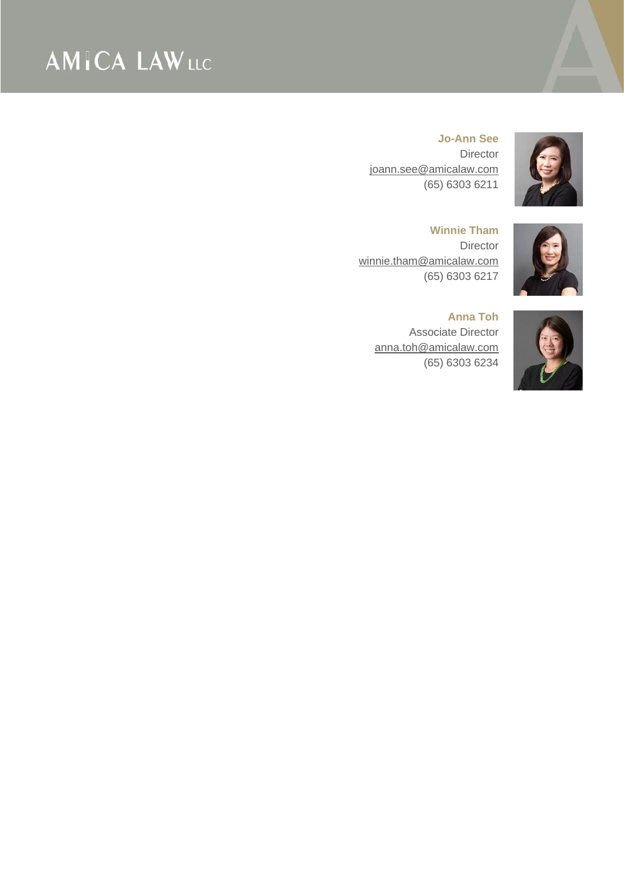**Jo-Ann See**
Director
joann.see@amicalaw.com
(65) 6303 6211

**Winnie Tham**
Director
winnie.tham@amicalaw.com
(65) 6303 6217

**Anna Toh**
Associate Director
anna.toh@amicalaw.com
(65) 6303 6234